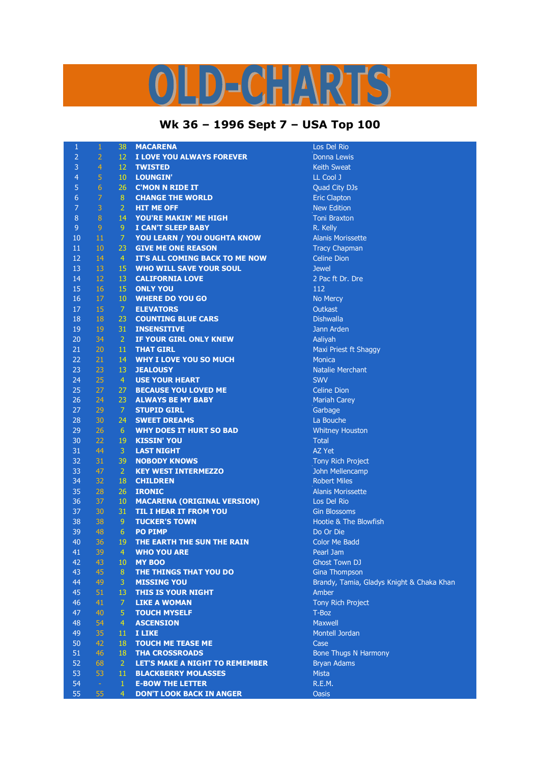# OLD-CHARTS

## Wk 36 – 1996 Sept 7 – USA Top 100

| | | | | |
|---|---|---|---|---|
| 1 | 1 | 38 | MACARENA | Los Del Rio |
| 2 | 2 | 12 | I LOVE YOU ALWAYS FOREVER | Donna Lewis |
| 3 | 4 | 12 | TWISTED | Keith Sweat |
| 4 | 5 | 10 | LOUNGIN' | LL Cool J |
| 5 | 6 | 26 | C'MON N RIDE IT | Quad City DJs |
| 6 | 7 | 8 | CHANGE THE WORLD | Eric Clapton |
| 7 | 3 | 2 | HIT ME OFF | New Edition |
| 8 | 8 | 14 | YOU'RE MAKIN' ME HIGH | Toni Braxton |
| 9 | 9 | 9 | I CAN'T SLEEP BABY | R. Kelly |
| 10 | 11 | 7 | YOU LEARN / YOU OUGHTA KNOW | Alanis Morissette |
| 11 | 10 | 23 | GIVE ME ONE REASON | Tracy Chapman |
| 12 | 14 | 4 | IT'S ALL COMING BACK TO ME NOW | Celine Dion |
| 13 | 13 | 15 | WHO WILL SAVE YOUR SOUL | Jewel |
| 14 | 12 | 13 | CALIFORNIA LOVE | 2 Pac ft Dr. Dre |
| 15 | 16 | 15 | ONLY YOU | 112 |
| 16 | 17 | 10 | WHERE DO YOU GO | No Mercy |
| 17 | 15 | 7 | ELEVATORS | Outkast |
| 18 | 18 | 23 | COUNTING BLUE CARS | Dishwalla |
| 19 | 19 | 31 | INSENSITIVE | Jann Arden |
| 20 | 34 | 2 | IF YOUR GIRL ONLY KNEW | Aaliyah |
| 21 | 20 | 11 | THAT GIRL | Maxi Priest ft Shaggy |
| 22 | 21 | 14 | WHY I LOVE YOU SO MUCH | Monica |
| 23 | 23 | 13 | JEALOUSY | Natalie Merchant |
| 24 | 25 | 4 | USE YOUR HEART | SWV |
| 25 | 27 | 27 | BECAUSE YOU LOVED ME | Celine Dion |
| 26 | 24 | 23 | ALWAYS BE MY BABY | Mariah Carey |
| 27 | 29 | 7 | STUPID GIRL | Garbage |
| 28 | 30 | 24 | SWEET DREAMS | La Bouche |
| 29 | 26 | 6 | WHY DOES IT HURT SO BAD | Whitney Houston |
| 30 | 22 | 19 | KISSIN' YOU | Total |
| 31 | 44 | 3 | LAST NIGHT | AZ Yet |
| 32 | 31 | 39 | NOBODY KNOWS | Tony Rich Project |
| 33 | 47 | 2 | KEY WEST INTERMEZZO | John Mellencamp |
| 34 | 32 | 18 | CHILDREN | Robert Miles |
| 35 | 28 | 26 | IRONIC | Alanis Morissette |
| 36 | 37 | 10 | MACARENA (ORIGINAL VERSION) | Los Del Rio |
| 37 | 30 | 31 | TIL I HEAR IT FROM YOU | Gin Blossoms |
| 38 | 38 | 9 | TUCKER'S TOWN | Hootie & The Blowfish |
| 39 | 48 | 6 | PO PIMP | Do Or Die |
| 40 | 36 | 19 | THE EARTH THE SUN THE RAIN | Color Me Badd |
| 41 | 39 | 4 | WHO YOU ARE | Pearl Jam |
| 42 | 43 | 10 | MY BOO | Ghost Town DJ |
| 43 | 45 | 8 | THE THINGS THAT YOU DO | Gina Thompson |
| 44 | 49 | 3 | MISSING YOU | Brandy, Tamia, Gladys Knight & Chaka Khan |
| 45 | 51 | 13 | THIS IS YOUR NIGHT | Amber |
| 46 | 41 | 7 | LIKE A WOMAN | Tony Rich Project |
| 47 | 40 | 5 | TOUCH MYSELF | T-Boz |
| 48 | 54 | 4 | ASCENSION | Maxwell |
| 49 | 35 | 11 | I LIKE | Montell Jordan |
| 50 | 42 | 18 | TOUCH ME TEASE ME | Case |
| 51 | 46 | 18 | THA CROSSROADS | Bone Thugs N Harmony |
| 52 | 68 | 2 | LET'S MAKE A NIGHT TO REMEMBER | Bryan Adams |
| 53 | 53 | 11 | BLACKBERRY MOLASSES | Mista |
| 54 | - | 1 | E-BOW THE LETTER | R.E.M. |
| 55 | 55 | 4 | DON'T LOOK BACK IN ANGER | Oasis |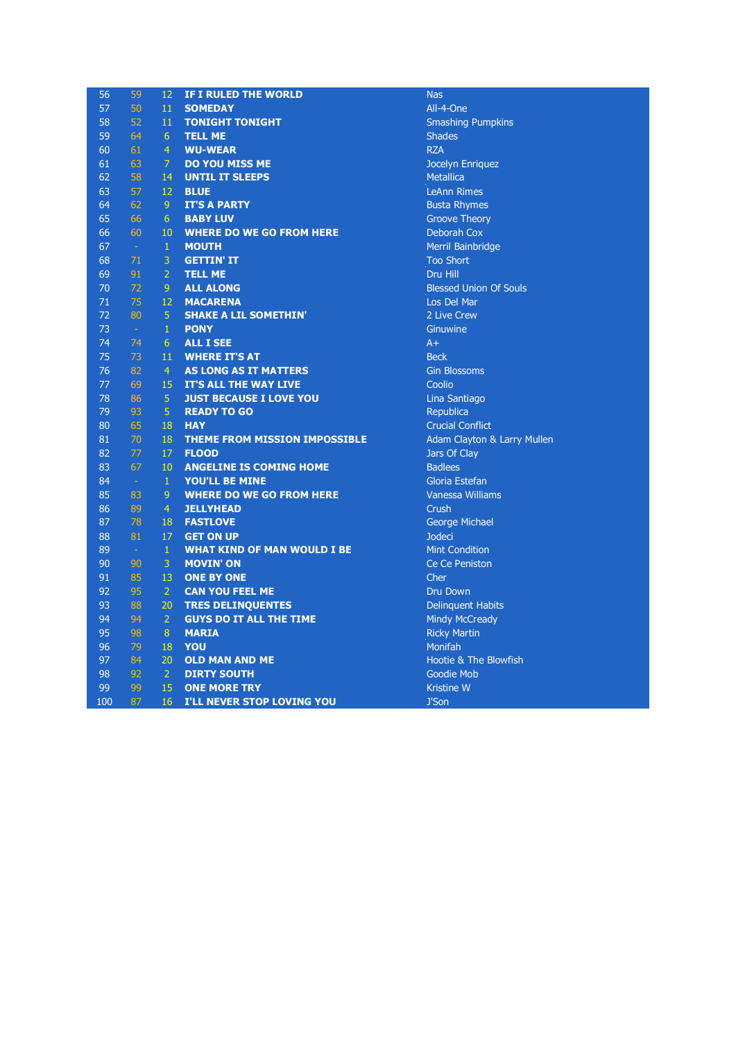| | | | | |
|---|---|---|---|---|
| 56 | 59 | 12 | **IF I RULED THE WORLD** | Nas |
| 57 | 50 | 11 | **SOMEDAY** | All-4-One |
| 58 | 52 | 11 | **TONIGHT TONIGHT** | Smashing Pumpkins |
| 59 | 64 | 6 | **TELL ME** | Shades |
| 60 | 61 | 4 | **WU-WEAR** | RZA |
| 61 | 63 | 7 | **DO YOU MISS ME** | Jocelyn Enriquez |
| 62 | 58 | 14 | **UNTIL IT SLEEPS** | Metallica |
| 63 | 57 | 12 | **BLUE** | LeAnn Rimes |
| 64 | 62 | 9 | **IT'S A PARTY** | Busta Rhymes |
| 65 | 66 | 6 | **BABY LUV** | Groove Theory |
| 66 | 60 | 10 | **WHERE DO WE GO FROM HERE** | Deborah Cox |
| 67 | - | 1 | **MOUTH** | Merril Bainbridge |
| 68 | 71 | 3 | **GETTIN' IT** | Too Short |
| 69 | 91 | 2 | **TELL ME** | Dru Hill |
| 70 | 72 | 9 | **ALL ALONG** | Blessed Union Of Souls |
| 71 | 75 | 12 | **MACARENA** | Los Del Mar |
| 72 | 80 | 5 | **SHAKE A LIL SOMETHIN'** | 2 Live Crew |
| 73 | - | 1 | **PONY** | Ginuwine |
| 74 | 74 | 6 | **ALL I SEE** | A+ |
| 75 | 73 | 11 | **WHERE IT'S AT** | Beck |
| 76 | 82 | 4 | **AS LONG AS IT MATTERS** | Gin Blossoms |
| 77 | 69 | 15 | **IT'S ALL THE WAY LIVE** | Coolio |
| 78 | 86 | 5 | **JUST BECAUSE I LOVE YOU** | Lina Santiago |
| 79 | 93 | 5 | **READY TO GO** | Republica |
| 80 | 65 | 18 | **HAY** | Crucial Conflict |
| 81 | 70 | 18 | **THEME FROM MISSION IMPOSSIBLE** | Adam Clayton & Larry Mullen |
| 82 | 77 | 17 | **FLOOD** | Jars Of Clay |
| 83 | 67 | 10 | **ANGELINE IS COMING HOME** | Badlees |
| 84 | - | 1 | **YOU'LL BE MINE** | Gloria Estefan |
| 85 | 83 | 9 | **WHERE DO WE GO FROM HERE** | Vanessa Williams |
| 86 | 89 | 4 | **JELLYHEAD** | Crush |
| 87 | 78 | 18 | **FASTLOVE** | George Michael |
| 88 | 81 | 17 | **GET ON UP** | Jodeci |
| 89 | - | 1 | **WHAT KIND OF MAN WOULD I BE** | Mint Condition |
| 90 | 90 | 3 | **MOVIN' ON** | Ce Ce Peniston |
| 91 | 85 | 13 | **ONE BY ONE** | Cher |
| 92 | 95 | 2 | **CAN YOU FEEL ME** | Dru Down |
| 93 | 88 | 20 | **TRES DELINQUENTES** | Delinquent Habits |
| 94 | 94 | 2 | **GUYS DO IT ALL THE TIME** | Mindy McCready |
| 95 | 98 | 8 | **MARIA** | Ricky Martin |
| 96 | 79 | 18 | **YOU** | Monifah |
| 97 | 84 | 20 | **OLD MAN AND ME** | Hootie & The Blowfish |
| 98 | 92 | 2 | **DIRTY SOUTH** | Goodie Mob |
| 99 | 99 | 15 | **ONE MORE TRY** | Kristine W |
| 100 | 87 | 16 | **I'LL NEVER STOP LOVING YOU** | J'Son |